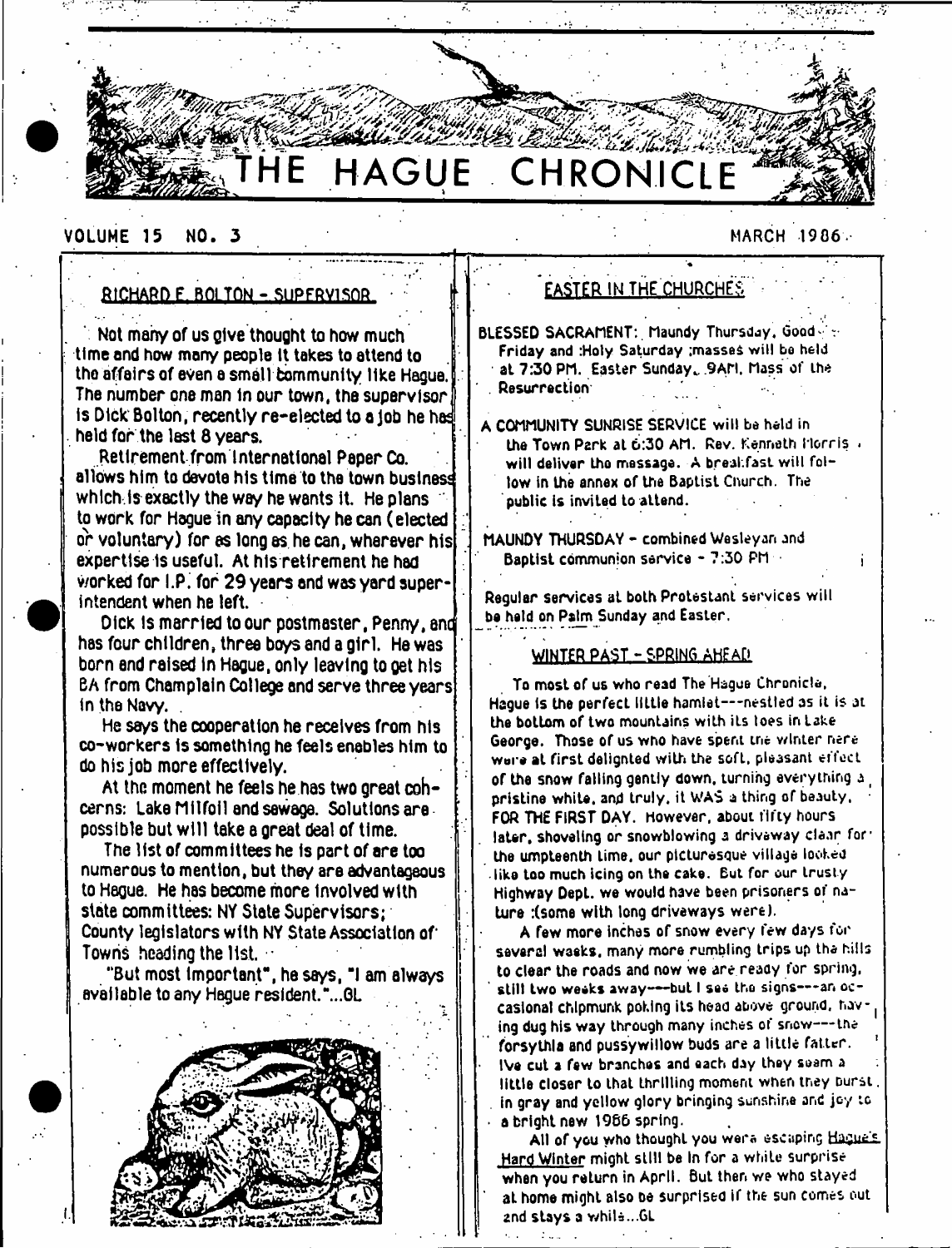# THE HAGUE CHRONICLE

VOLUME 15 NO. 3 MARCH 1986

## RICHARD E. BOLTON - SUPERVISOR

Not many of us give thought to how much time and how many people it takes to attend to the affairs of even a small community like Hague. The number one man in our town, the supervisor is Dick Bolton, recently re-elected to a job he has held for the last 8 years.

Retirement from International Paper Co. allows him to devote his time to the town business which is exactly the way he wants it. He plans to work for Hague in any capacity he can (elected or voluntary) for as long as he can, wherever his expertise is useful. At his retirement he had worked for I.P. for 29 years and was yard superintendent when he left.

Dick is married to our postmaster, Penny, and has four children, three boys and a girl. He was born and raised in Hague, only leaving to get his BA from Champlain College and serve three years in the Navy.

He says the cooperation he receives from his co-workers is something he feels enables him to do his job more effectively.

At the moment he feels he has two great concerns: Lake Milfoil and sewage. Solutions are possible but will take a great deal of time.

The list of committees he is part of are too numerous to mention, but they are advantageous to Hague. He has become more involved with state committees: NY State Supervisors; County legislators with NY State Association of Towns heading the list.

"But most important", he says, "I am always available to any Hague resident."...GL

## EASTER IN THE CHURCHES

BLESSED SACRAMENT: Maundy Thursday, Good Friday and Holy Saturday ;masses will be held at 7:30 PM. Easter Sunday, 9AM, Mass of the Resurrection

A COMMUNITY SUNRISE SERVICE will be held in the Town Park at 6:30 AM. Rev. Kenneth Morris will deliver the message. A breakfast will follow in the annex of the Baptist Church. The public is invited to attend.

MAUNDY THURSDAY - combined Wesleyan and Baptist communion service - 7:30 PM

Regular services at both Protestant services will be held on Palm Sunday and Easter.

## WINTER PAST - SPRING AHEAD

To most of us who read The Hague Chronicle, Hague is the perfect little hamlet---nestled as it is at the bottom of two mountains with its toes in Lake George. Those of us who have spent the winter here were at first delighted with the soft, pleasant effect of the snow falling gently down, turning everything a pristine white, and truly, it WAS a thing of beauty, FOR THE FIRST DAY. However, about fifty hours later, shoveling or snowblowing a driveway clear for the umpteenth time, our picturesque village looked like too much icing on the cake. But for our trusty Highway Dept. we would have been prisoners of nature :(some with long driveways were).

A few more inches of snow every few days for several weeks, many more rumbling trips up the hills to clear the roads and now we are ready for spring, still two weeks away---but I see the signs---an occasional chipmunk poking its head above ground, having dug his way through many inches of snow---the forsythia and pussywillow buds are a little fatter. I've cut a few branches and each day they seem a little closer to that thrilling moment when they burst in gray and yellow glory bringing sunshine and joy to a bright new 1986 spring.

All of you who thought you were escaping Hague's Hard Winter might still be in for a white surprise when you return in April. But then we who stayed at home might also be surprised if the sun comes out and stays a while...GL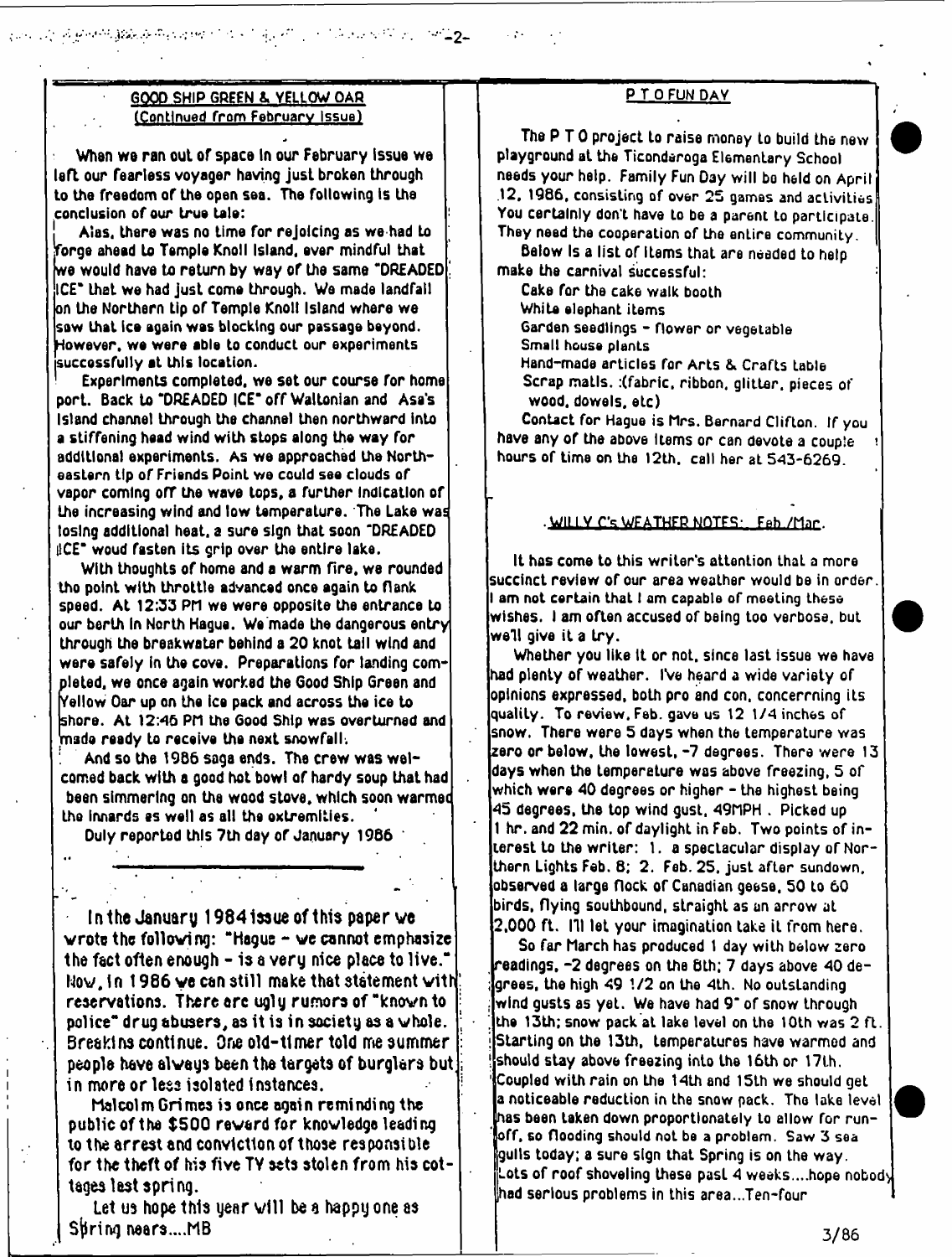## GOOD SHIP GREEN & YELLOW OAR

(Continued from February Issue)

When we ran out of space in our February issue we left our fearless voyager having just broken through to the freedom of the open sea. The following is the conclusion of our true tale:

Alas, there was no time for rejoicing as we had to forge ahead to Temple Knoll Island, ever mindful that we would have to return by way of the same "DREADED ICE" that we had just come through. We made landfall on the Northern tip of Temple Knoll Island where we saw that ice again was blocking our passage beyond. However, we were able to conduct our experiments successfully at this location.

Experiments completed, we set our course for home port. Back to "DREADED ICE" off Waltonian and Asa's Island channel through the channel then northward into a stiffening head wind with stops along the way for additional experiments. As we approached the Northeastern tip of Friends Point we could see clouds of vapor coming off the wave tops, a further indication of the increasing wind and low temperature. The Lake was losing additional heat, a sure sign that soon "DREADED ICE" woud fasten its grip over the entire lake.

With thoughts of home and a warm fire, we rounded the point with throttle advanced once again to flank speed. At 12:33 PM we were opposite the entrance to our berth in North Hague. We made the dangerous entry through the breakwater behind a 20 knot tail wind and were safely in the cove. Preparations for landing completed, we once again worked the Good Ship Green and Yellow Oar up on the ice pack and across the ice to shore. At 12:46 PM the Good Ship was overturned and made ready to receive the next snowfall.

And so the 1986 saga ends. The crew was welcomed back with a good hot bowl of hardy soup that had been simmering on the wood stove, which soon warmed the innards as well as all the extremities.

Duly reported this 7th day of January 1986

---

In the January 1984 issue of this paper we wrote the following: "Hague - we cannot emphasize the fact often enough - is a very nice place to live." Now, in 1986 we can still make that statement with reservations. There are ugly rumors of "known to police" drug abusers, as it is in society as a whole. Breakins continue. One old-timer told me summer people have always been the targets of burglars but in more or less isolated instances.

Malcolm Grimes is once again reminding the public of the $500 reward for knowledge leading to the arrest and conviction of those responsible for the theft of his five TV sets stolen from his cottages last spring.

Let us hope this year will be a happy one as Spring nears....MB

## P T O FUN DAY

The P T O project to raise money to build the new playground at the Ticonderoga Elementary School needs your help. Family Fun Day will be held on April 12, 1986, consisting of over 25 games and activities. You certainly don't have to be a parent to participate. They need the cooperation of the entire community.

Below is a list of items that are needed to help make the carnival successful:

Cake for the cake walk booth
White elephant items
Garden seedlings - flower or vegetable
Small house plants
Hand-made articles for Arts & Crafts table
Scrap matls. :(fabric, ribbon, glitter, pieces of wood, dowels, etc)

Contact for Hague is Mrs. Bernard Clifton. If you have any of the above items or can devote a couple hours of time on the 12th, call her at 543-6269.

## WILLY C's WEATHER NOTES: Feb./Mar.

It has come to this writer's attention that a more succinct review of our area weather would be in order. I am not certain that I am capable of meeting these wishes. I am often accused of being too verbose, but we'll give it a try.

Whether you like it or not, since last issue we have had plenty of weather. I've heard a wide variety of opinions expressed, both pro and con, concerrning its quality. To review, Feb. gave us 12 1/4 inches of snow. There were 5 days when the temperature was zero or below, the lowest, -7 degrees. There were 13 days when the temperature was above freezing, 5 of which were 40 degrees or higher - the highest being 45 degrees, the top wind gust, 49MPH. Picked up 1 hr. and 22 min. of daylight in Feb. Two points of interest to the writer: 1. a spectacular display of Northern Lights Feb. 8; 2. Feb. 25, just after sundown, observed a large flock of Canadian geese, 50 to 60 birds, flying southbound, straight as an arrow at 2,000 ft. I'll let your imagination take it from here.

So far March has produced 1 day with below zero readings, -2 degrees on the 8th; 7 days above 40 degrees, the high 49 1/2 on the 4th. No outstanding wind gusts as yet. We have had 9" of snow through the 13th; snow pack at lake level on the 10th was 2 ft. Starting on the 13th, temperatures have warmed and should stay above freezing into the 16th or 17th. Coupled with rain on the 14th and 15th we should get a noticeable reduction in the snow pack. The lake level has been taken down proportionately to allow for runoff, so flooding should not be a problem. Saw 3 sea gulls today; a sure sign that Spring is on the way. Lots of roof shoveling these past 4 weeks....hope nobody had serious problems in this area...Ten-four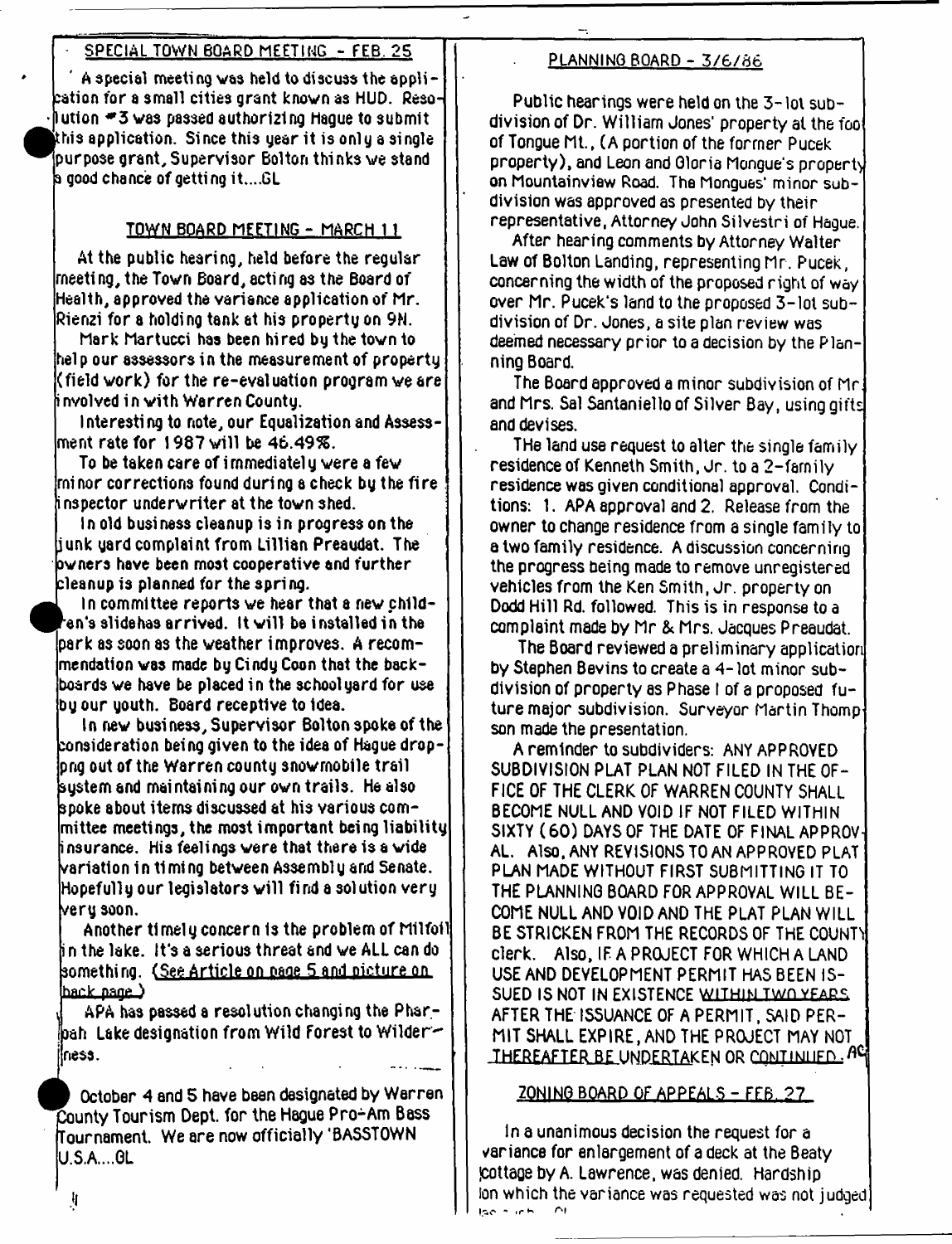## SPECIAL TOWN BOARD MEETING - FEB. 25

A special meeting was held to discuss the application for a small cities grant known as HUD. Resolution #3 was passed authorizing Hague to submit this application. Since this year it is only a single purpose grant, Supervisor Bolton thinks we stand a good chance of getting it....GL

## TOWN BOARD MEETING - MARCH 11

At the public hearing, held before the regular meeting, the Town Board, acting as the Board of Health, approved the variance application of Mr. Rienzi for a holding tank at his property on 9N.

Mark Martucci has been hired by the town to help our assessors in the measurement of property (field work) for the re-evaluation program we are involved in with Warren County.

Interesting to note, our Equalization and Assessment rate for 1987 will be 46.49%.

To be taken care of immediately were a few minor corrections found during a check by the fire inspector underwriter at the town shed.

In old business cleanup is in progress on the junk yard complaint from Lillian Preaudat. The owners have been most cooperative and further cleanup is planned for the spring.

In committee reports we hear that a new children's slidehas arrived. It will be installed in the park as soon as the weather improves. A recommendation was made by Cindy Coon that the backboards we have be placed in the schoolyard for use by our youth. Board receptive to idea.

In new business, Supervisor Bolton spoke of the consideration being given to the idea of Hague droppng out of the Warren county snowmobile trail system and maintaining our own trails. He also spoke about items discussed at his various committee meetings, the most important being liability insurance. His feelings were that there is a wide variation in timing between Assembly and Senate. Hopefully our legislators will find a solution very very soon.

Another timely concern is the problem of Milfoil in the lake. It's a serious threat and we ALL can do something. (See Article on page 5 and picture on back page.)

APA has passed a resolution changing the Pharaoh Lake designation from Wild Forest to Wilderness.

October 4 and 5 have been designated by Warren County Tourism Dept. for the Hague Pro-Am Bass Tournament. We are now officially 'BASSTOWN U.S.A....GL

## PLANNING BOARD - 3/6/86

Public hearings were held on the 3-lot subdivision of Dr. William Jones' property at the foot of Tongue Mt., (A portion of the former Pucek property), and Leon and Gloria Mongue's property on Mountainview Road. The Mongues' minor subdivision was approved as presented by their representative, Attorney John Silvestri of Hague.

After hearing comments by Attorney Walter Law of Bolton Landing, representing Mr. Pucek, concerning the width of the proposed right of way over Mr. Pucek's land to the proposed 3-lot subdivision of Dr. Jones, a site plan review was deemed necessary prior to a decision by the Planning Board.

The Board approved a minor subdivision of Mr. and Mrs. Sal Santaniello of Silver Bay, using gifts and devises.

THe land use request to alter the single family residence of Kenneth Smith, Jr. to a 2-family residence was given conditional approval. Conditions: 1. APA approval and 2. Release from the owner to change residence from a single family to a two family residence. A discussion concerning the progress being made to remove unregistered vehicles from the Ken Smith, Jr. property on Dodd Hill Rd. followed. This is in response to a complaint made by Mr & Mrs. Jacques Preaudat.

The Board reviewed a preliminary application by Stephen Bevins to create a 4-lot minor subdivision of property as Phase I of a proposed future major subdivision. Surveyor Martin Thompson made the presentation.

A reminder to subdividers: ANY APPROVED SUBDIVISION PLAT PLAN NOT FILED IN THE OFFICE OF THE CLERK OF WARREN COUNTY SHALL BECOME NULL AND VOID IF NOT FILED WITHIN SIXTY (60) DAYS OF THE DATE OF FINAL APPROVAL. Also, ANY REVISIONS TO AN APPROVED PLAT PLAN MADE WITHOUT FIRST SUBMITTING IT TO THE PLANNING BOARD FOR APPROVAL WILL BECOME NULL AND VOID AND THE PLAT PLAN WILL BE STRICKEN FROM THE RECORDS OF THE COUNTY clerk. Also, IF A PROJECT FOR WHICH A LAND USE AND DEVELOPMENT PERMIT HAS BEEN ISSUED IS NOT IN EXISTENCE WITHIN TWO YEARS AFTER THE ISSUANCE OF A PERMIT, SAID PERMIT SHALL EXPIRE, AND THE PROJECT MAY NOT THEREAFTER BE UNDERTAKEN OR CONTINUED. AC

## ZONING BOARD OF APPEALS - FEB. 27

In a unanimous decision the request for a variance for enlargement of a deck at the Beaty cottage by A. Lawrence, was denied. Hardship on which the variance was requested was not judged as such. GL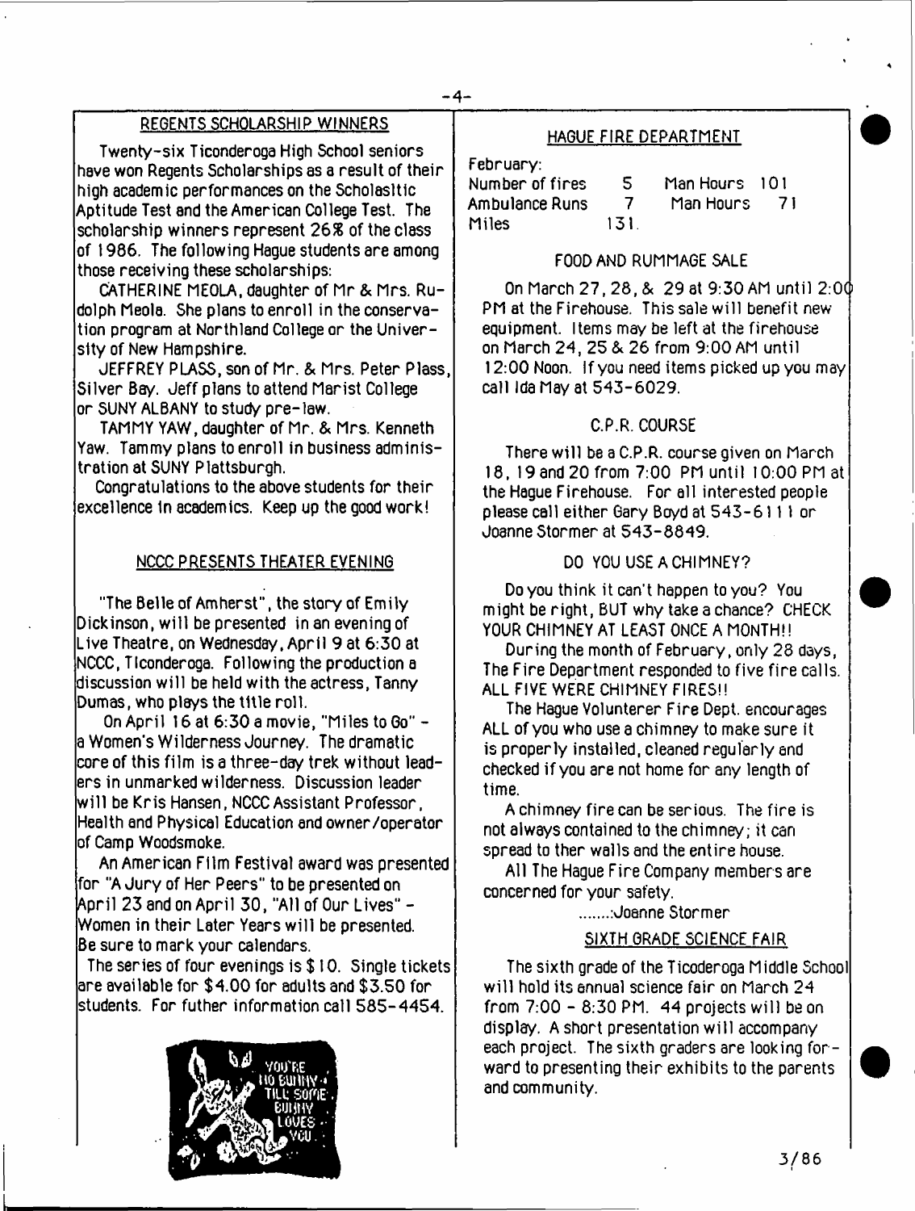## REGENTS SCHOLARSHIP WINNERS

Twenty-six Ticonderoga High School seniors have won Regents Scholarships as a result of their high academic performances on the Scholasitic Aptitude Test and the American College Test. The scholarship winners represent 26% of the class of 1986. The following Hague students are among those receiving these scholarships:

CATHERINE MEOLA, daughter of Mr & Mrs. Rudolph Meola. She plans to enroll in the conservation program at Northland College or the University of New Hampshire.

JEFFREY PLASS, son of Mr. & Mrs. Peter Plass, Silver Bay. Jeff plans to attend Marist College or SUNY ALBANY to study pre-law.

TAMMY YAW, daughter of Mr. & Mrs. Kenneth Yaw. Tammy plans to enroll in business administration at SUNY Plattsburgh.

Congratulations to the above students for their excellence in academics. Keep up the good work!

## NCCC PRESENTS THEATER EVENING

"The Belle of Amherst", the story of Emily Dickinson, will be presented in an evening of Live Theatre, on Wednesday, April 9 at 6:30 at NCCC, Ticonderoga. Following the production a discussion will be held with the actress, Tanny Dumas, who plays the title roll.

On April 16 at 6:30 a movie, "Miles to Go" - a Women's Wilderness Journey. The dramatic core of this film is a three-day trek without leaders in unmarked wilderness. Discussion leader will be Kris Hansen, NCCC Assistant Professor, Health and Physical Education and owner/operator of Camp Woodsmoke.

An American Film Festival award was presented for "A Jury of Her Peers" to be presented on April 23 and on April 30, "All of Our Lives" - Women in their Later Years will be presented. Be sure to mark your calendars.

The series of four evenings is $10. Single tickets are available for $4.00 for adults and $3.50 for students. For futher information call 585-4454.

## HAGUE FIRE DEPARTMENT

February:

| | | | |
|---|---|---|---|
| Number of fires | 5 | Man Hours | 101 |
| Ambulance Runs | 7 | Man Hours | 71 |
| Miles | 131. | | |

### FOOD AND RUMMAGE SALE

On March 27, 28, & 29 at 9:30 AM until 2:00 PM at the Firehouse. This sale will benefit new equipment. Items may be left at the firehouse on March 24, 25 & 26 from 9:00 AM until 12:00 Noon. If you need items picked up you may call Ida May at 543-6029.

### C.P.R. COURSE

There will be a C.P.R. course given on March 18, 19 and 20 from 7:00 PM until 10:00 PM at the Hague Firehouse. For all interested people please call either Gary Boyd at 543-6111 or Joanne Stormer at 543-8849.

### DO YOU USE A CHIMNEY?

Do you think it can't happen to you? You might be right, BUT why take a chance? CHECK YOUR CHIMNEY AT LEAST ONCE A MONTH!!

During the month of February, only 28 days, The Fire Department responded to five fire calls. ALL FIVE WERE CHIMNEY FIRES!!

The Hague Volunterer Fire Dept. encourages ALL of you who use a chimney to make sure it is properly installed, cleaned regularly and checked if you are not home for any length of time.

A chimney fire can be serious. The fire is not always contained to the chimney; it can spread to ther walls and the entire house.

All The Hague Fire Company members are concerned for your safety.

.......Joanne Stormer

## SIXTH GRADE SCIENCE FAIR

The sixth grade of the Ticoderoga Middle School will hold its annual science fair on March 24 from 7:00 - 8:30 PM. 44 projects will be on display. A short presentation will accompany each project. The sixth graders are looking forward to presenting their exhibits to the parents and community.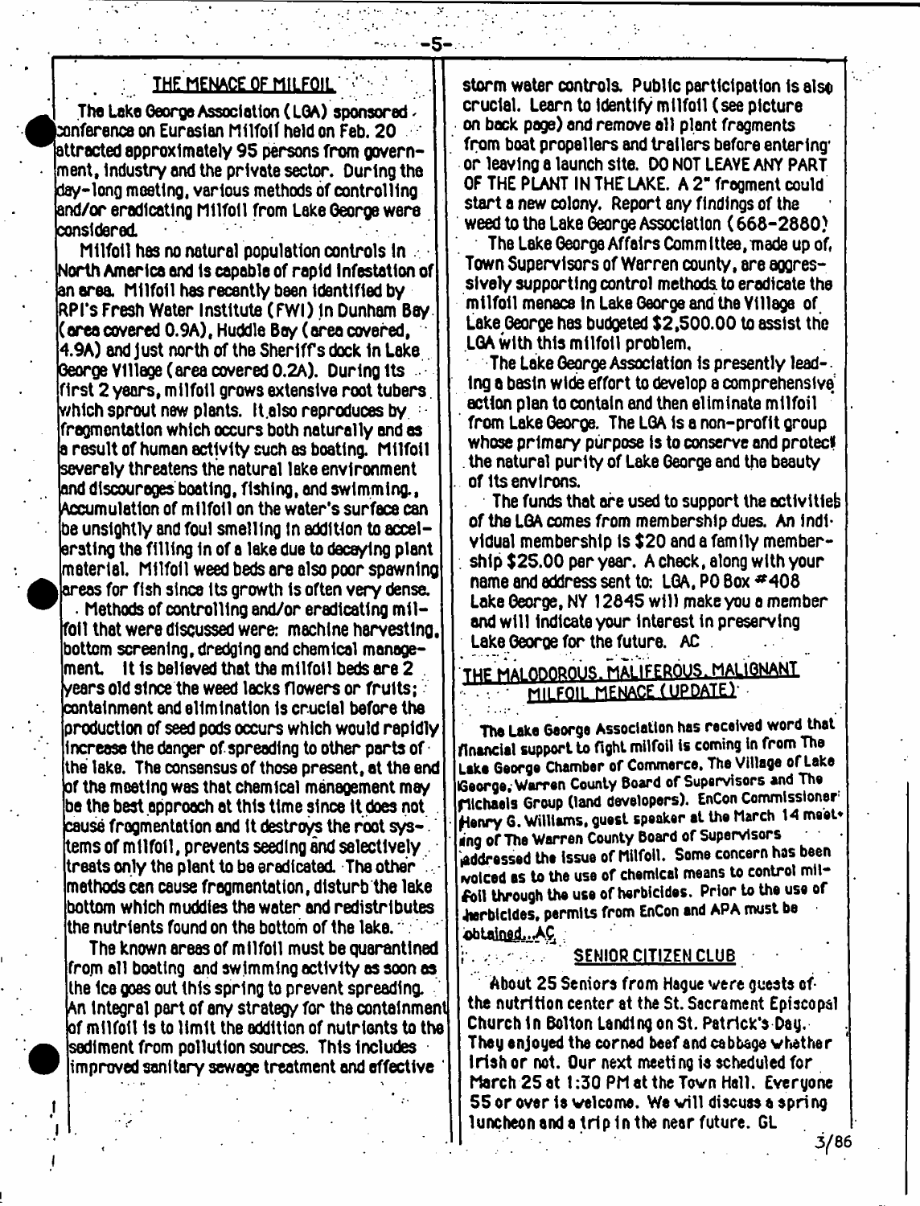## THE MENACE OF MILFOIL

The Lake George Association (LGA) sponsored conference on Eurasian Milfoil held on Feb. 20 attracted approximately 95 persons from government, industry and the private sector. During the day-long meeting, various methods of controlling and/or eradicating Milfoil from Lake George were considered.

Milfoil has no natural population controls in North America and is capable of rapid infestation of an area. Milfoil has recently been identified by RPI's Fresh Water Institute (FWI) in Dunham Bay (area covered 0.9A), Huddle Bay (area covered, 4.9A) and just north of the Sheriff's dock in Lake George Village (area covered 0.2A). During its first 2 years, milfoil grows extensive root tubers which sprout new plants. It also reproduces by fragmentation which occurs both naturally and as a result of human activity such as boating. Milfoil severely threatens the natural lake environment and discourages boating, fishing, and swimming. Accumulation of milfoil on the water's surface can be unsightly and foul smelling in addition to accelerating the filling in of a lake due to decaying plant material. Milfoil weed beds are also poor spawning areas for fish since its growth is often very dense.

Methods of controlling and/or eradicating milfoil that were discussed were: machine harvesting, bottom screening, dredging and chemical management. It is believed that the milfoil beds are 2 years old since the weed lacks flowers or fruits; containment and elimination is crucial before the production of seed pods occurs which would rapidly increase the danger of spreading to other parts of the lake. The consensus of those present, at the end of the meeting was that chemical management may be the best approach at this time since it does not cause fragmentation and it destroys the root systems of milfoil, prevents seeding and selectively treats only the plant to be eradicated. The other methods can cause fragmentation, disturb the lake bottom which muddies the water and redistributes the nutrients found on the bottom of the lake.

The known areas of milfoil must be quarantined from all boating and swimming activity as soon as the ice goes out this spring to prevent spreading. An integral part of any strategy for the containment of milfoil is to limit the addition of nutrients to the sediment from pollution sources. This includes improved sanitary sewage treatment and effective storm water controls. Public participation is also crucial. Learn to identify milfoil (see picture on back page) and remove all plant fragments from boat propellers and trailers before entering or leaving a launch site. DO NOT LEAVE ANY PART OF THE PLANT IN THE LAKE. A 2" fragment could start a new colony. Report any findings of the weed to the Lake George Association (668-2880).

The Lake George Affairs Committee, made up of, Town Supervisors of Warren county, are aggressively supporting control methods to eradicate the milfoil menace in Lake George and the Village of Lake George has budgeted $2,500.00 to assist the LGA with this milfoil problem.

The Lake George Association is presently leading a basin wide effort to develop a comprehensive action plan to contain and then eliminate milfoil from Lake George. The LGA is a non-profit group whose primary purpose is to conserve and protect the natural purity of Lake George and the beauty of its environs.

The funds that are used to support the activities of the LGA comes from membership dues. An individual membership is $20 and a family membership $25.00 per year. A check, along with your name and address sent to: LGA, PO Box #408 Lake George, NY 12845 will make you a member and will indicate your interest in preserving Lake George for the future. AC

## THE MALODOROUS, MALIFEROUS, MALIGNANT MILFOIL MENACE (UPDATE)

The Lake George Association has received word that financial support to fight milfoil is coming in from The Lake George Chamber of Commerce, The Village of Lake George, Warren County Board of Supervisors and The Michaels Group (land developers). EnCon Commissioner Henry G. Williams, guest speaker at the March 14 meeting of The Warren County Board of Supervisors addressed the issue of Milfoil. Some concern has been voiced as to the use of chemical means to control milfoil through the use of herbicides. Prior to the use of herbicides, permits from EnCon and APA must be obtained. AC

## SENIOR CITIZEN CLUB

About 25 Seniors from Hague were guests of the nutrition center at the St. Sacrament Episcopal Church in Bolton Landing on St. Patrick's Day. They enjoyed the corned beef and cabbage whether Irish or not. Our next meeting is scheduled for March 25 at 1:30 PM at the Town Hall. Everyone 55 or over is welcome. We will discuss a spring luncheon and a trip in the near future. GL

3/86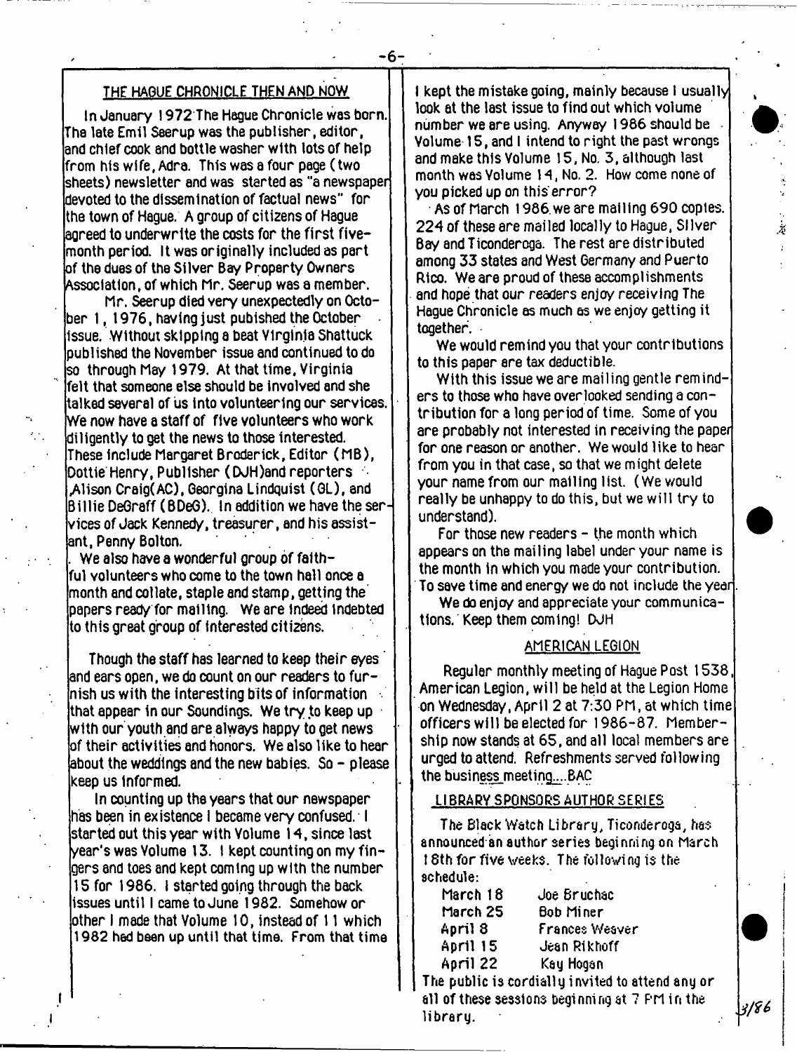## THE HAGUE CHRONICLE THEN AND NOW

In January 1972 The Hague Chronicle was born. The late Emil Seerup was the publisher, editor, and chief cook and bottle washer with lots of help from his wife, Adra. This was a four page (two sheets) newsletter and was started as "a newspaper devoted to the dissemination of factual news" for the town of Hague. A group of citizens of Hague agreed to underwrite the costs for the first five-month period. It was originally included as part of the dues of the Silver Bay Property Owners Association, of which Mr. Seerup was a member.

Mr. Seerup died very unexpectedly on October 1, 1976, having just pubished the October issue. Without skipping a beat Virginia Shattuck published the November issue and continued to do so through May 1979. At that time, Virginia felt that someone else should be involved and she talked several of us into volunteering our services. We now have a staff of five volunteers who work diligently to get the news to those interested. These include Margaret Broderick, Editor (MB), Dottie Henry, Publisher (DJH) and reporters Alison Craig (AC), Georgina Lindquist (GL), and Billie DeGraff (BDeG). In addition we have the services of Jack Kennedy, treasurer, and his assistant, Penny Bolton.

We also have a wonderful group of faithful volunteers who come to the town hall once a month and collate, staple and stamp, getting the papers ready for mailing. We are indeed indebted to this great group of interested citizens.

Though the staff has learned to keep their eyes and ears open, we do count on our readers to furnish us with the interesting bits of information that appear in our Soundings. We try to keep up with our youth and are always happy to get news of their activities and honors. We also like to hear about the weddings and the new babies. So - please keep us informed.

In counting up the years that our newspaper has been in existence I became very confused. I started out this year with Volume 14, since last year's was Volume 13. I kept counting on my fingers and toes and kept coming up with the number 15 for 1986. I started going through the back issues until I came to June 1982. Somehow or other I made that Volume 10, instead of 11 which 1982 had been up until that time. From that time I kept the mistake going, mainly because I usually look at the last issue to find out which volume number we are using. Anyway 1986 should be Volume 15, and I intend to right the past wrongs and make this Volume 15, No. 3, although last month was Volume 14, No. 2. How come none of you picked up on this error?

As of March 1986 we are mailing 690 copies. 224 of these are mailed locally to Hague, Silver Bay and Ticonderoga. The rest are distributed among 33 states and West Germany and Puerto Rico. We are proud of these accomplishments and hope that our readers enjoy receiving The Hague Chronicle as much as we enjoy getting it together.

We would remind you that your contributions to this paper are tax deductible.

With this issue we are mailing gentle reminders to those who have overlooked sending a contribution for a long period of time. Some of you are probably not interested in receiving the paper for one reason or another. We would like to hear from you in that case, so that we might delete your name from our mailing list. (We would really be unhappy to do this, but we will try to understand).

For those new readers - the month which appears on the mailing label under your name is the month in which you made your contribution. To save time and energy we do not include the year.

We do enjoy and appreciate your communications. Keep them coming! DJH

## AMERICAN LEGION

Regular monthly meeting of Hague Post 1538, American Legion, will be held at the Legion Home on Wednesday, April 2 at 7:30 PM, at which time officers will be elected for 1986-87. Membership now stands at 65, and all local members are urged to attend. Refreshments served following the business meeting....BAC

## LIBRARY SPONSORS AUTHOR SERIES

The Black Watch Library, Ticonderoga, has announced an author series beginning on March 18th for five weeks. The following is the schedule:

| | |
|---|---|
| March 18 | Joe Bruchac |
| March 25 | Bob Miner |
| April 8 | Frances Weaver |
| April 15 | Jean Rikhoff |
| April 22 | Kay Hogan |

The public is cordially invited to attend any or all of these sessions beginning at 7 PM in the library.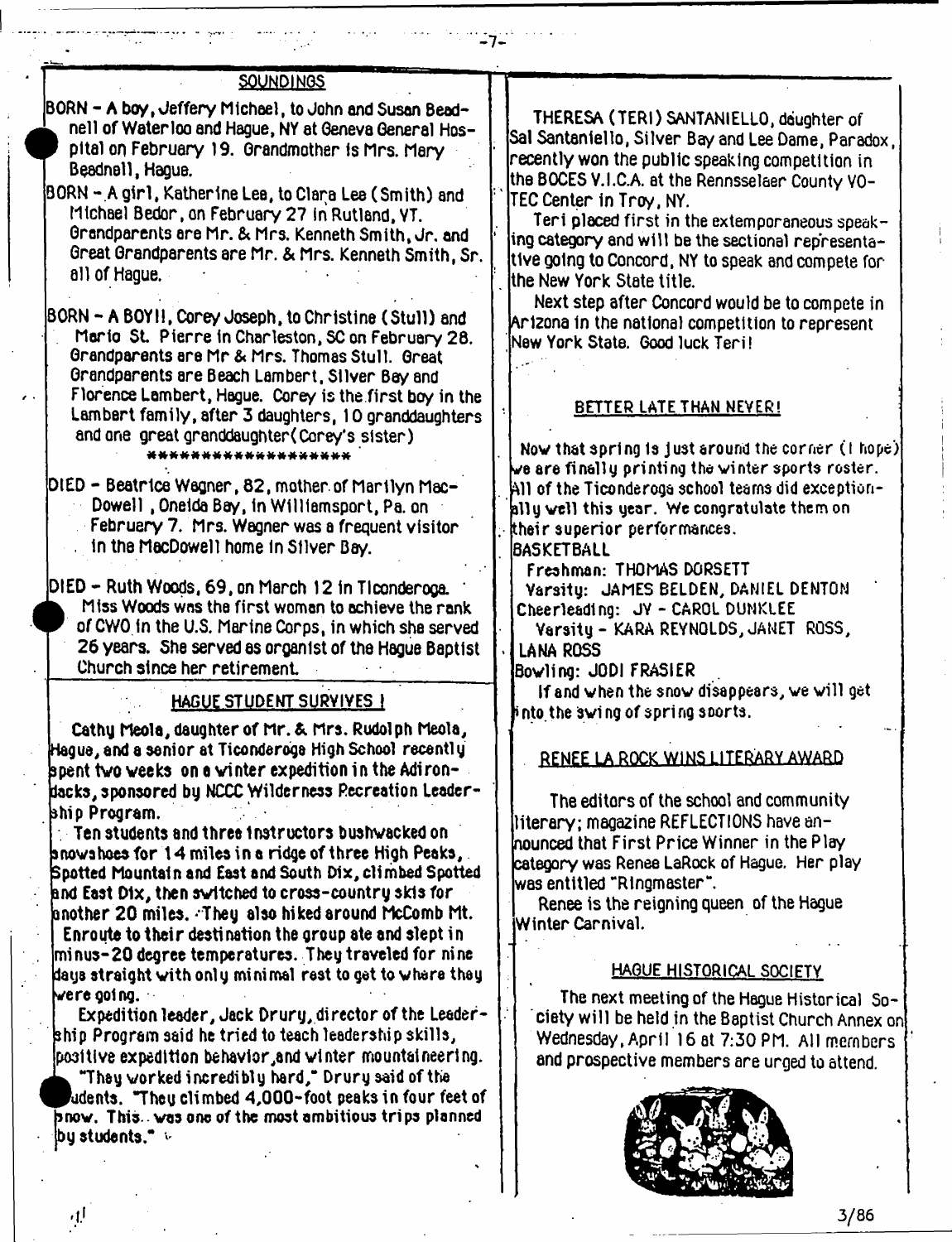## SOUNDINGS

BORN - A boy, Jeffery Michael, to John and Susan Beadnell of Waterloo and Hague, NY at Geneva General Hospital on February 19. Grandmother is Mrs. Mary Beadnell, Hague.

BORN - A girl, Katherine Lea, to Clara Lee (Smith) and Michael Bedor, on February 27 in Rutland, VT. Grandparents are Mr. & Mrs. Kenneth Smith, Jr. and Great Grandparents are Mr. & Mrs. Kenneth Smith, Sr. all of Hague.

BORN - A BOY!!, Corey Joseph, to Christine (Stull) and Mario St. Pierre in Charleston, SC on February 28. Grandparents are Mr & Mrs. Thomas Stull. Great Grandparents are Beach Lambert, Silver Bay and Florence Lambert, Hague. Corey is the first boy in the Lambert family, after 3 daughters, 10 granddaughters and one great granddaughter (Corey's sister)

*******************

DIED - Beatrice Wagner, 82, mother of Marilyn MacDowell, Oneida Bay, in Williamsport, Pa. on February 7. Mrs. Wagner was a frequent visitor in the MacDowell home in Silver Bay.

DIED - Ruth Woods, 69, on March 12 in Ticonderoga. Miss Woods was the first woman to achieve the rank of CWO in the U.S. Marine Corps, in which she served 26 years. She served as organist of the Hague Baptist Church since her retirement.

## HAGUE STUDENT SURVIVES !

Cathy Meola, daughter of Mr. & Mrs. Rudolph Meola, Hague, and a senior at Ticonderoga High School recently spent two weeks on a winter expedition in the Adirondacks, sponsored by NCCC Wilderness Recreation Leadership Program.

Ten students and three instructors bushwacked on snowshoes for 14 miles in a ridge of three High Peaks, Spotted Mountain and East and South Dix, climbed Spotted and East Dix, then switched to cross-country skis for another 20 miles. They also hiked around McComb Mt. Enroute to their destination the group ate and slept in minus-20 degree temperatures. They traveled for nine days straight with only minimal rest to get to where they were going.

Expedition leader, Jack Drury, director of the Leadership Program said he tried to teach leadership skills, positive expedition behavior, and winter mountaineering.

"They worked incredibly hard," Drury said of the students. "They climbed 4,000-foot peaks in four feet of snow. This was one of the most ambitious trips planned by students."

THERESA (TERI) SANTANIELLO, daughter of Sal Santaniello, Silver Bay and Lee Dame, Paradox, recently won the public speaking competition in the BOCES V.I.C.A. at the Rennsselaer County VO-TEC Center in Troy, NY.

Teri placed first in the extemporaneous speaking category and will be the sectional representative going to Concord, NY to speak and compete for the New York State title.

Next step after Concord would be to compete in Arizona in the national competition to represent New York State. Good luck Teri!

## BETTER LATE THAN NEVER!

Now that spring is just around the corner (I hope) we are finally printing the winter sports roster. All of the Ticonderoga school teams did exceptionally well this year. We congratulate them on their superior performances.

BASKETBALL
Freshman: THOMAS DORSETT
Varsity: JAMES BELDEN, DANIEL DENTON
Cheerleading: JV - CAROL DUNKLEE
Varsity - KARA REYNOLDS, JANET ROSS, LANA ROSS
Bowling: JODI FRASIER

If and when the snow disappears, we will get into the swing of spring sports.

## RENEE LA ROCK WINS LITERARY AWARD

The editors of the school and community literary; magazine REFLECTIONS have announced that First Price Winner in the Play category was Renee LaRock of Hague. Her play was entitled "Ringmaster".

Renee is the reigning queen of the Hague Winter Carnival.

## HAGUE HISTORICAL SOCIETY

The next meeting of the Hague Historical Society will be held in the Baptist Church Annex on Wednesday, April 16 at 7:30 PM. All members and prospective members are urged to attend.

3/86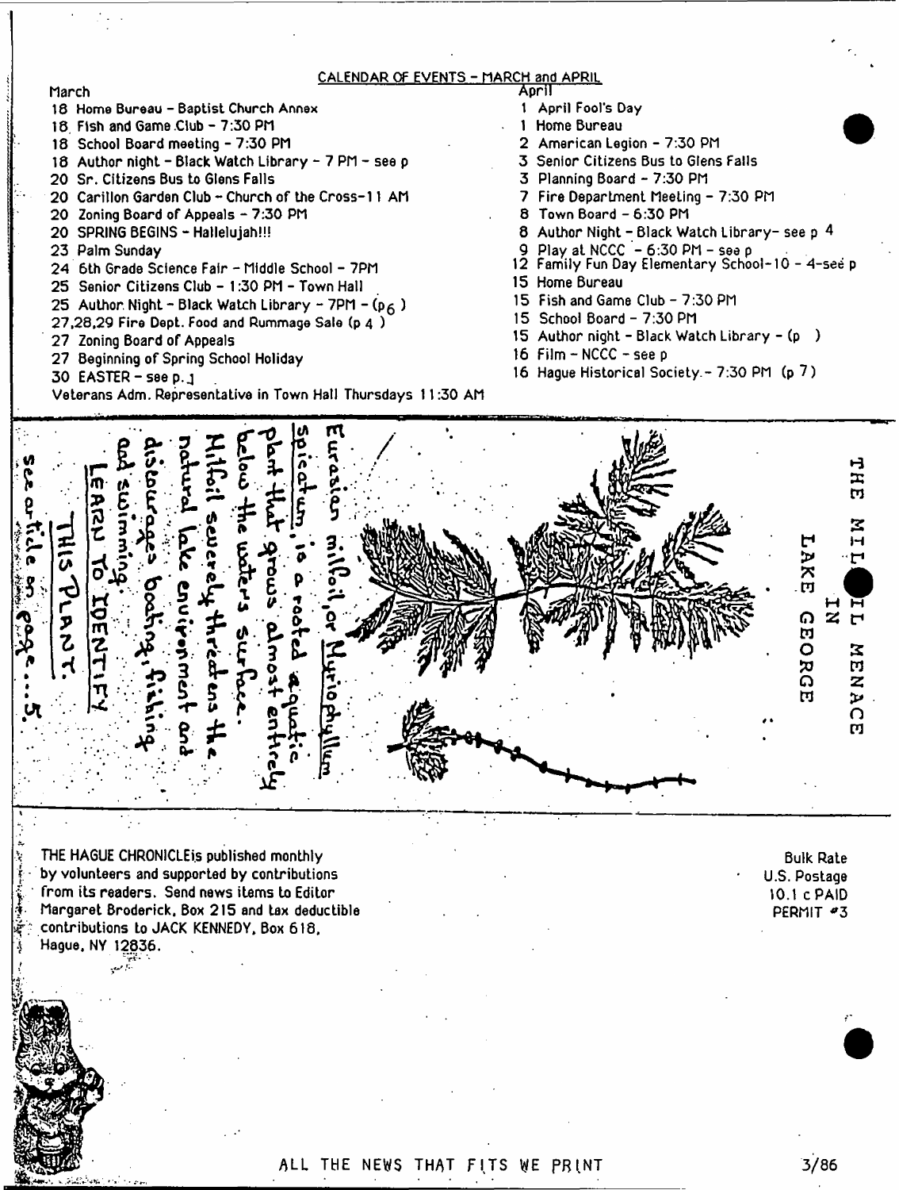## CALENDAR OF EVENTS - MARCH and APRIL

**March**

- 18 Home Bureau - Baptist Church Annex
- 18 Fish and Game Club - 7:30 PM
- 18 School Board meeting - 7:30 PM
- 18 Author night - Black Watch Library - 7 PM - see p
- 20 Sr. Citizens Bus to Glens Falls
- 20 Carillon Garden Club - Church of the Cross-11 AM
- 20 Zoning Board of Appeals - 7:30 PM
- 20 SPRING BEGINS - Hallelujah!!!
- 23 Palm Sunday
- 24 6th Grade Science Fair - Middle School - 7PM
- 25 Senior Citizens Club - 1:30 PM - Town Hall
- 25 Author Night - Black Watch Library - 7PM - ($p_6$)
- 27,28,29 Fire Dept. Food and Rummage Sale (p 4)
- 27 Zoning Board of Appeals
- 27 Beginning of Spring School Holiday
- 30 EASTER - see p. 1

Veterans Adm. Representative in Town Hall Thursdays 11:30 AM

**April**

- 1 April Fool's Day
- 1 Home Bureau
- 2 American Legion - 7:30 PM
- 3 Senior Citizens Bus to Glens Falls
- 3 Planning Board - 7:30 PM
- 7 Fire Department Meeting - 7:30 PM
- 8 Town Board - 6:30 PM
- 8 Author Night - Black Watch Library- see p 4
- 9 Play at NCCC - 6:30 PM - see p
- 12 Family Fun Day Elementary School-10 - 4-see p
- 15 Home Bureau
- 15 Fish and Game Club - 7:30 PM
- 15 School Board - 7:30 PM
- 15 Author night - Black Watch Library - (p )
- 16 Film - NCCC - see p
- 16 Hague Historical Society - 7:30 PM (p 7)

## THE MILFOIL MENACE IN LAKE GEORGE

Eurasian milfoil, or Myriophyllum spicatum, is a rooted aquatic plant that grows almost entirely below the water's surface. Milfoil severely threatens the natural lake environment and discourages boating, fishing and swimming.

LEARN TO IDENTIFY THIS PLANT.

See article on page...5.

THE HAGUE CHRONICLE is published monthly by volunteers and supported by contributions from its readers. Send news items to Editor Margaret Broderick, Box 215 and tax deductible contributions to JACK KENNEDY, Box 618, Hague, NY 12836.

Bulk Rate
U.S. Postage
10.1 c PAID
PERMIT #3

ALL THE NEWS THAT FITS WE PRINT

3/86